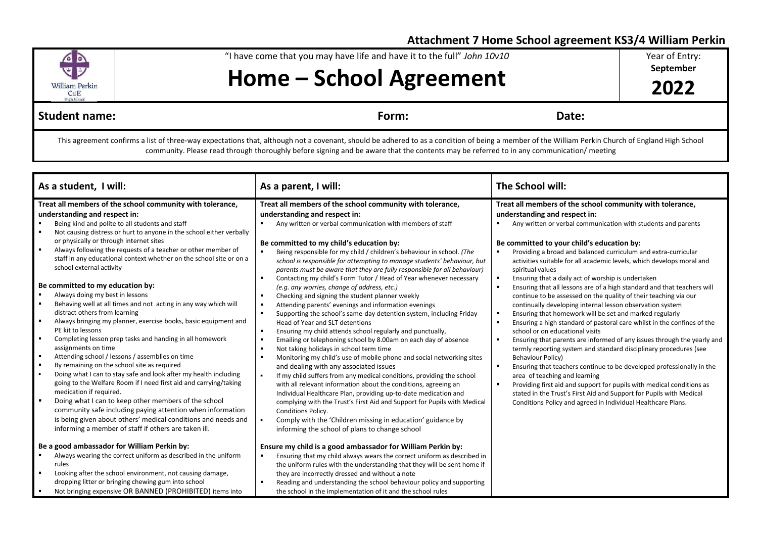**Attachment 7 Home School agreement KS3/4 William Perkin**

William Perkin C of E High School

"I have come that you may have life and have it to the full" *John 10v10*

# Home – School Agreement

Year of Entry: **September** **2022**

**Student name:** **Form:** **Date:**

This agreement confirms a list of three-way expectations that, although not a covenant, should be adhered to as a condition of being a member of the William Perkin Church of England High School community. Please read through thoroughly before signing and be aware that the contents may be referred to in any communication/ meeting

## As a student, I will:

**Treat all members of the school community with tolerance, understanding and respect in:**
- Being kind and polite to all students and staff
- Not causing distress or hurt to anyone in the school either verbally or physically or through internet sites
- Always following the requests of a teacher or other member of staff in any educational context whether on the school site or on a school external activity

**Be committed to my education by:**
- Always doing my best in lessons
- Behaving well at all times and not acting in any way which will distract others from learning
- Always bringing my planner, exercise books, basic equipment and PE kit to lessons
- Completing lesson prep tasks and handing in all homework assignments on time
- Attending school / lessons / assemblies on time
- By remaining on the school site as required
- Doing what I can to stay safe and look after my health including going to the Welfare Room if I need first aid and carrying/taking medication if required.
- Doing what I can to keep other members of the school community safe including paying attention when information is being given about others' medical conditions and needs and informing a member of staff if others are taken ill.

**Be a good ambassador for William Perkin by:**
- Always wearing the correct uniform as described in the uniform rules
- Looking after the school environment, not causing damage, dropping litter or bringing chewing gum into school
- Not bringing expensive OR BANNED (PROHIBITED) items into

## As a parent, I will:

**Treat all members of the school community with tolerance, understanding and respect in:**
- Any written or verbal communication with members of staff

**Be committed to my child's education by:**
- Being responsible for my child / children's behaviour in school. *(The school is responsible for attempting to manage students' behaviour, but parents must be aware that they are fully responsible for all behaviour)*
- Contacting my child's Form Tutor / Head of Year whenever necessary *(e.g. any worries, change of address, etc.)*
- Checking and signing the student planner weekly
- Attending parents' evenings and information evenings
- Supporting the school's same-day detention system, including Friday Head of Year and SLT detentions
- Ensuring my child attends school regularly and punctually,
- Emailing or telephoning school by 8.00am on each day of absence
- Not taking holidays in school term time
- Monitoring my child's use of mobile phone and social networking sites and dealing with any associated issues
- If my child suffers from any medical conditions, providing the school with all relevant information about the conditions, agreeing an Individual Healthcare Plan, providing up-to-date medication and complying with the Trust's First Aid and Support for Pupils with Medical Conditions Policy.
- Comply with the 'Children missing in education' guidance by informing the school of plans to change school

**Ensure my child is a good ambassador for William Perkin by:**
- Ensuring that my child always wears the correct uniform as described in the uniform rules with the understanding that they will be sent home if they are incorrectly dressed and without a note
- Reading and understanding the school behaviour policy and supporting the school in the implementation of it and the school rules

## The School will:

**Treat all members of the school community with tolerance, understanding and respect in:**
- Any written or verbal communication with students and parents

**Be committed to your child's education by:**
- Providing a broad and balanced curriculum and extra-curricular activities suitable for all academic levels, which develops moral and spiritual values
- Ensuring that a daily act of worship is undertaken
- Ensuring that all lessons are of a high standard and that teachers will continue to be assessed on the quality of their teaching via our continually developing internal lesson observation system
- Ensuring that homework will be set and marked regularly
- Ensuring a high standard of pastoral care whilst in the confines of the school or on educational visits
- Ensuring that parents are informed of any issues through the yearly and termly reporting system and standard disciplinary procedures (see Behaviour Policy)
- Ensuring that teachers continue to be developed professionally in the area of teaching and learning
- Providing first aid and support for pupils with medical conditions as stated in the Trust's First Aid and Support for Pupils with Medical Conditions Policy and agreed in Individual Healthcare Plans.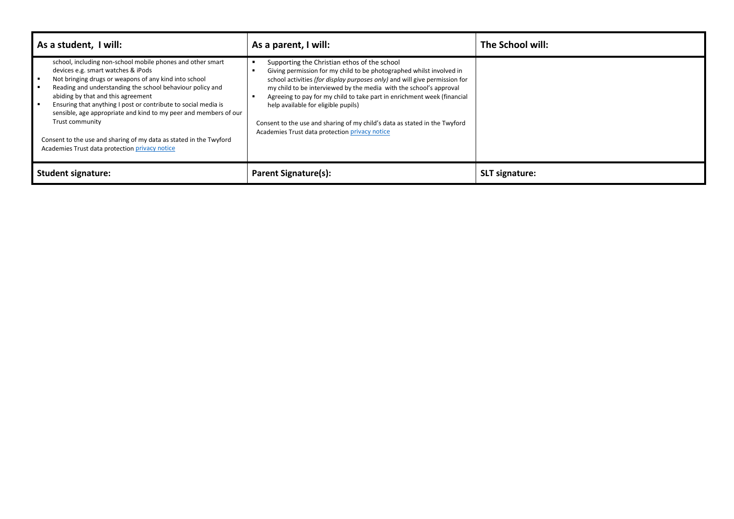| As a student, I will: | As a parent, I will: | The School will: |
| --- | --- | --- |
| school, including non-school mobile phones and other smart devices e.g. smart watches & iPods<br>▪ Not bringing drugs or weapons of any kind into school<br>▪ Reading and understanding the school behaviour policy and abiding by that and this agreement<br>▪ Ensuring that anything I post or contribute to social media is sensible, age appropriate and kind to my peer and members of our Trust community<br><br>Consent to the use and sharing of my data as stated in the Twyford Academies Trust data protection [privacy notice] | ▪ Supporting the Christian ethos of the school<br>▪ Giving permission for my child to be photographed whilst involved in school activities *(for display purposes only)* and will give permission for my child to be interviewed by the media with the school's approval<br>▪ Agreeing to pay for my child to take part in enrichment week (financial help available for eligible pupils)<br><br>Consent to the use and sharing of my child's data as stated in the Twyford Academies Trust data protection [privacy notice] | |
| **Student signature:** | **Parent Signature(s):** | **SLT signature:** |